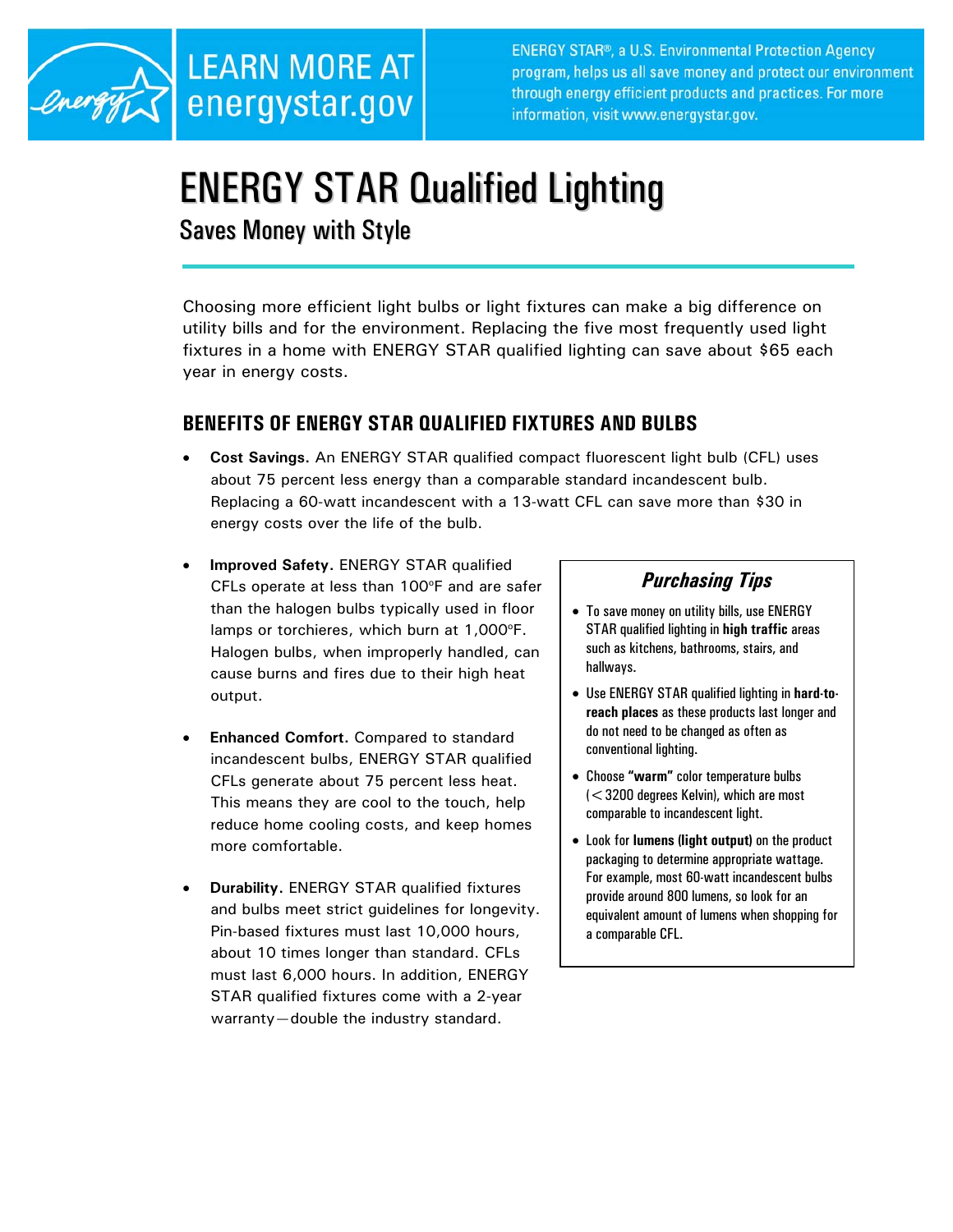LEARN MORE AT energystar.gov

ENERGY STAR®, a U.S. Environmental Protection Agency program, helps us all save money and protect our environment through energy efficient products and practices. For more information, visit www.energystar.gov.

# ENERGY STAR Qualified Lighting

## Saves Money with Style

Choosing more efficient light bulbs or light fixtures can make a big difference on utility bills and for the environment. Replacing the five most frequently used light fixtures in a home with ENERGY STAR qualified lighting can save about $65 each year in energy costs.

### BENEFITS OF ENERGY STAR QUALIFIED FIXTURES AND BULBS

- **Cost Savings.** An ENERGY STAR qualified compact fluorescent light bulb (CFL) uses about 75 percent less energy than a comparable standard incandescent bulb. Replacing a 60-watt incandescent with a 13-watt CFL can save more than $30 in energy costs over the life of the bulb.

- **Improved Safety.** ENERGY STAR qualified CFLs operate at less than 100°F and are safer than the halogen bulbs typically used in floor lamps or torchieres, which burn at 1,000°F. Halogen bulbs, when improperly handled, can cause burns and fires due to their high heat output.

- **Enhanced Comfort.** Compared to standard incandescent bulbs, ENERGY STAR qualified CFLs generate about 75 percent less heat. This means they are cool to the touch, help reduce home cooling costs, and keep homes more comfortable.

- **Durability.** ENERGY STAR qualified fixtures and bulbs meet strict guidelines for longevity. Pin-based fixtures must last 10,000 hours, about 10 times longer than standard. CFLs must last 6,000 hours. In addition, ENERGY STAR qualified fixtures come with a 2-year warranty—double the industry standard.

### *Purchasing Tips*

- To save money on utility bills, use ENERGY STAR qualified lighting in **high traffic** areas such as kitchens, bathrooms, stairs, and hallways.
- Use ENERGY STAR qualified lighting in **hard-to-reach places** as these products last longer and do not need to be changed as often as conventional lighting.
- Choose **"warm"** color temperature bulbs (< 3200 degrees Kelvin), which are most comparable to incandescent light.
- Look for **lumens (light output)** on the product packaging to determine appropriate wattage. For example, most 60-watt incandescent bulbs provide around 800 lumens, so look for an equivalent amount of lumens when shopping for a comparable CFL.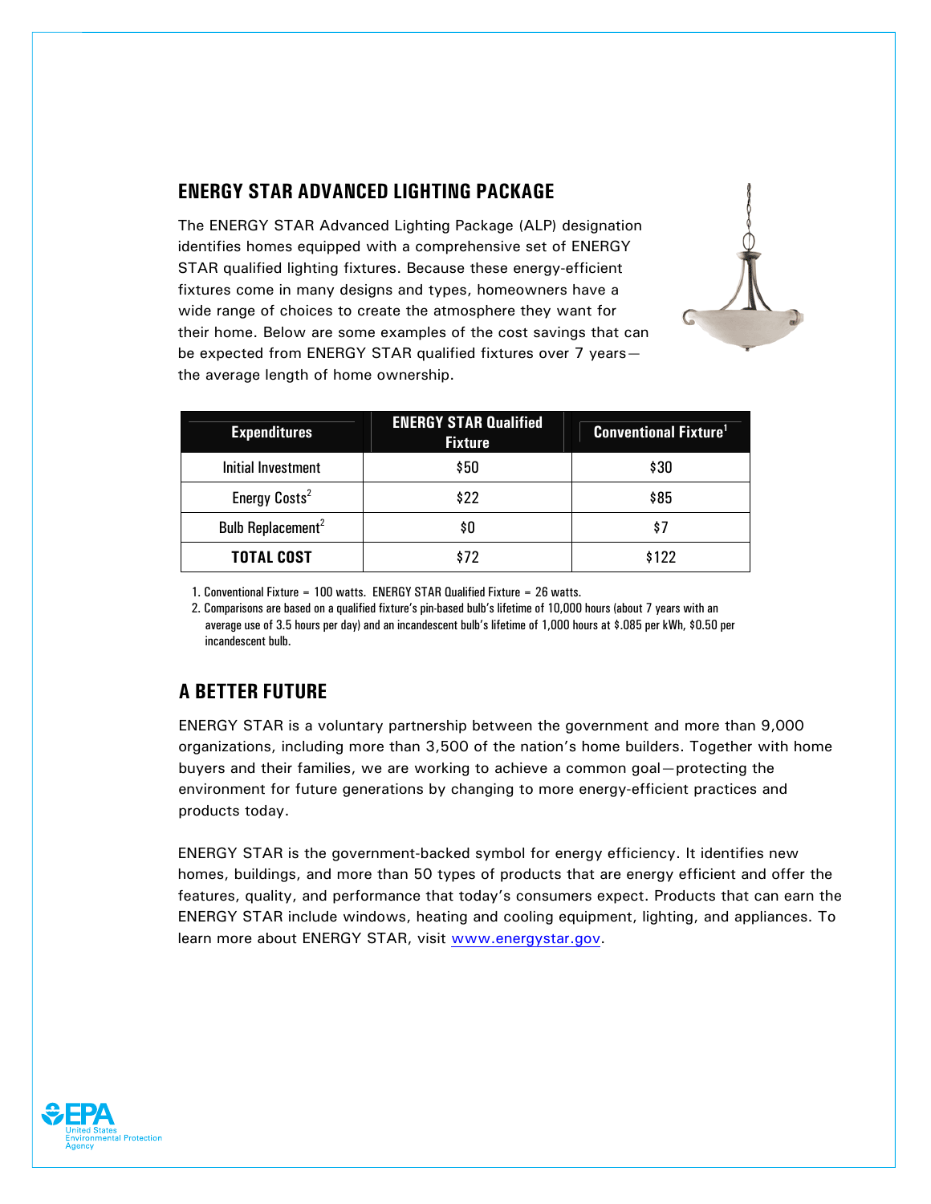## ENERGY STAR ADVANCED LIGHTING PACKAGE

The ENERGY STAR Advanced Lighting Package (ALP) designation identifies homes equipped with a comprehensive set of ENERGY STAR qualified lighting fixtures. Because these energy-efficient fixtures come in many designs and types, homeowners have a wide range of choices to create the atmosphere they want for their home. Below are some examples of the cost savings that can be expected from ENERGY STAR qualified fixtures over 7 years—the average length of home ownership.

| Expenditures | ENERGY STAR Qualified Fixture | Conventional Fixture[1] |
|---|---|---|
| Initial Investment | $50 | $30 |
| Energy Costs[2] | $22 | $85 |
| Bulb Replacement[2] | $0 | $7 |
| **TOTAL COST** | $72 | $122 |

1. Conventional Fixture = 100 watts. ENERGY STAR Qualified Fixture = 26 watts.
2. Comparisons are based on a qualified fixture's pin-based bulb's lifetime of 10,000 hours (about 7 years with an average use of 3.5 hours per day) and an incandescent bulb's lifetime of 1,000 hours at $.085 per kWh, $0.50 per incandescent bulb.

## A BETTER FUTURE

ENERGY STAR is a voluntary partnership between the government and more than 9,000 organizations, including more than 3,500 of the nation's home builders. Together with home buyers and their families, we are working to achieve a common goal—protecting the environment for future generations by changing to more energy-efficient practices and products today.

ENERGY STAR is the government-backed symbol for energy efficiency. It identifies new homes, buildings, and more than 50 types of products that are energy efficient and offer the features, quality, and performance that today's consumers expect. Products that can earn the ENERGY STAR include windows, heating and cooling equipment, lighting, and appliances. To learn more about ENERGY STAR, visit www.energystar.gov.

EPA United States Environmental Protection Agency